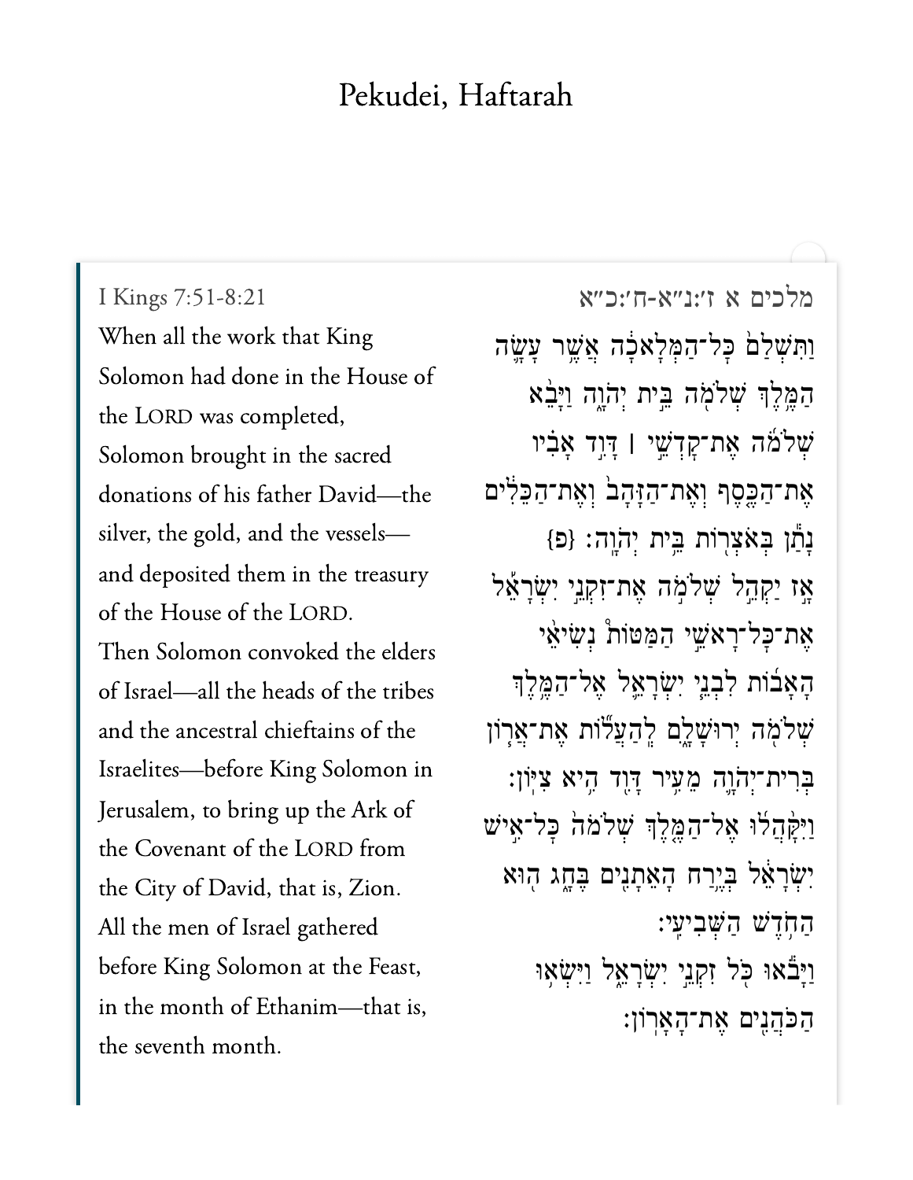# Pekudei, Haftarah

I Kings 7:51-8:21

When all the work that King Solomon had done in the House of the LORD was completed, Solomon brought in the sacred donations of his father David—the silver, the gold, and the vessels—and deposited them in the treasury of the House of the LORD.

Then Solomon convoked the elders of Israel—all the heads of the tribes and the ancestral chieftains of the Israelites—before King Solomon in Jerusalem, to bring up the Ark of the Covenant of the LORD from the City of David, that is, Zion.

All the men of Israel gathered before King Solomon at the Feast, in the month of Ethanim—that is, the seventh month.

מלכים א ז׳:נ״א-ח׳:כ״א

וַתִּשְׁלַם֙ כׇּל־הַמְּלָאכָ֔ה אֲשֶׁ֥ר עָשָׂ֛ה הַמֶּ֥לֶךְ שְׁלֹמֹ֖ה בֵּ֣ית יְהֹוָ֑ה וַיָּבֵ֨א שְׁלֹמֹ֜ה אֶת־קׇדְשֵׁ֣י ׀ דָּוִ֣ד אָבִ֗יו אֶת־הַכֶּ֤סֶף וְאֶת־הַזָּהָב֙ וְאֶת־הַכֵּלִ֔ים נָתַ֕ן בְּאֹצְר֖וֹת בֵּ֥ית יְהֹוָֽה׃ {פ}

אָ֣ז יַקְהֵ֣ל שְׁלֹמֹ֣ה אֶת־זִקְנֵ֣י יִשְׂרָאֵ֡ל אֶת־כׇּל־רָאשֵׁ֣י הַמַּטּוֹת֩ נְשִׂיאֵ֨י הָאָב֜וֹת לִבְנֵ֧י יִשְׂרָאֵ֛ל אֶל־הַמֶּ֥לֶךְ שְׁלֹמֹ֖ה יְרוּשָׁלָ֑͏ִם לְהַעֲל֞וֹת אֶת־אֲר֧וֹן בְּרִית־יְהֹוָ֛ה מֵעִ֥יר דָּוִ֖ד הִ֥יא צִיּֽוֹן׃

וַיִּקָּ֨הֲל֜וּ אֶל־הַמֶּ֤לֶךְ שְׁלֹמֹה֙ כׇּל־אִ֣ישׁ יִשְׂרָאֵ֔ל בְּיֶ֥רַח הָאֵתָנִ֖ים בֶּחָ֑ג ה֖וּא הַחֹ֥דֶשׁ הַשְּׁבִיעִֽי׃

וַיָּבֹ֕אוּ כֹּ֖ל זִקְנֵ֣י יִשְׂרָאֵ֑ל וַיִּשְׂא֥וּ הַכֹּהֲנִ֖ים אֶת־הָאָרֽוֹן׃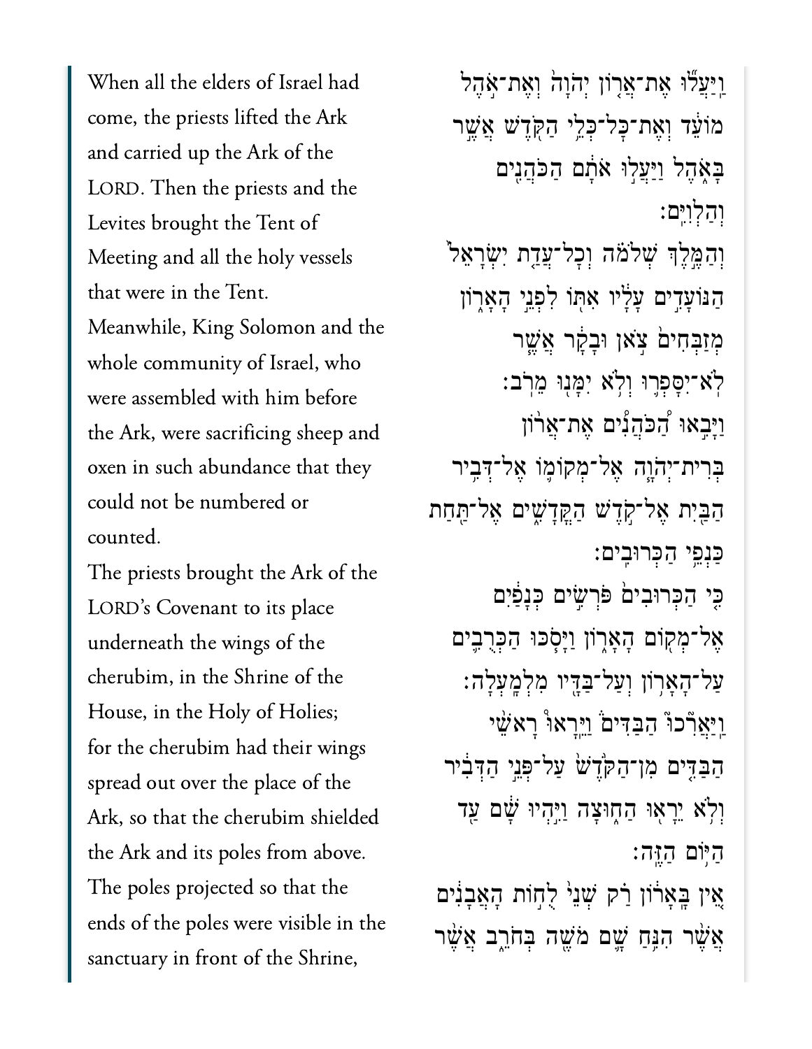When all the elders of Israel had come, the priests lifted the Ark and carried up the Ark of the LORD. Then the priests and the Levites brought the Tent of Meeting and all the holy vessels that were in the Tent.

Meanwhile, King Solomon and the whole community of Israel, who were assembled with him before the Ark, were sacrificing sheep and oxen in such abundance that they could not be numbered or counted.

The priests brought the Ark of the LORD's Covenant to its place underneath the wings of the cherubim, in the Shrine of the House, in the Holy of Holies;

for the cherubim had their wings spread out over the place of the Ark, so that the cherubim shielded the Ark and its poles from above.

The poles projected so that the ends of the poles were visible in the sanctuary in front of the Shrine,

וַֽיַּעֲל֜וּ אֶת־אֲר֤וֹן יְהוָה֙ וְאֶת־אֹ֣הֶל מוֹעֵ֔ד וְאֶת־כָּל־כְּלֵ֥י הַקֹּ֖דֶשׁ אֲשֶׁ֣ר בָּאֹ֑הֶל וַיַּעֲל֣וּ אֹתָ֔ם הַכֹּהֲנִ֖ים וְהַלְוִיִּֽם׃

וְהַמֶּ֣לֶךְ שְׁלֹמֹ֗ה וְכָל־עֲדַ֤ת יִשְׂרָאֵל֙ הַנּוֹעָדִ֣ים עָלָ֔יו אִתּ֖וֹ לִפְנֵ֣י הָאָר֑וֹן מְזַבְּחִים֙ צֹ֣אן וּבָקָ֔ר אֲשֶׁ֛ר לֹֽא־יִסָּפְר֥וּ וְלֹ֥א יִמָּנ֖וּ מֵרֹֽב׃

וַיָּבִ֣אוּ ֠הַכֹּהֲנִים אֶת־אֲר֨וֹן בְּרִית־יְהוָ֧ה אֶל־מְקוֹמ֛וֹ אֶל־דְּבִ֥יר הַבַּ֖יִת אֶל־קֹ֣דֶשׁ הַקֳּדָשִׁ֑ים אֶל־תַּ֖חַת כַּנְפֵ֥י הַכְּרוּבִֽים׃

כִּ֤י הַכְּרוּבִים֙ פֹּרְשִׂ֣ים כְּנָפַ֔יִם אֶל־מְק֖וֹם הָאָר֑וֹן וַיָּסֹ֧כּוּ הַכְּרֻבִ֛ים עַל־הָאָר֥וֹן וְעַל־בַּדָּ֖יו מִלְמָֽעְלָה׃

וַיַּאֲרִ֘כוּ֮ הַבַּדִּים֒ וַיֵּרָא֞וּ רָאשֵׁ֤י הַבַּדִּים֙ מִן־הַקֹּ֙דֶשׁ֙ עַל־פְּנֵ֣י הַדְּבִ֔יר וְלֹ֥א יֵרָא֖וּ הַח֑וּצָה וַיִּ֣הְיוּ שָׁ֔ם עַ֖ד הַיּ֥וֹם הַזֶּֽה׃

אֵ֗ין בָּֽאָרוֹן֙ רַ֗ק שְׁנֵי֙ לֻח֣וֹת הָאֲבָנִ֔ים אֲשֶׁ֨ר הִנִּ֥חַ שָׁ֛ם מֹשֶׁ֖ה בְּחֹרֵ֑ב אֲשֶׁ֨ר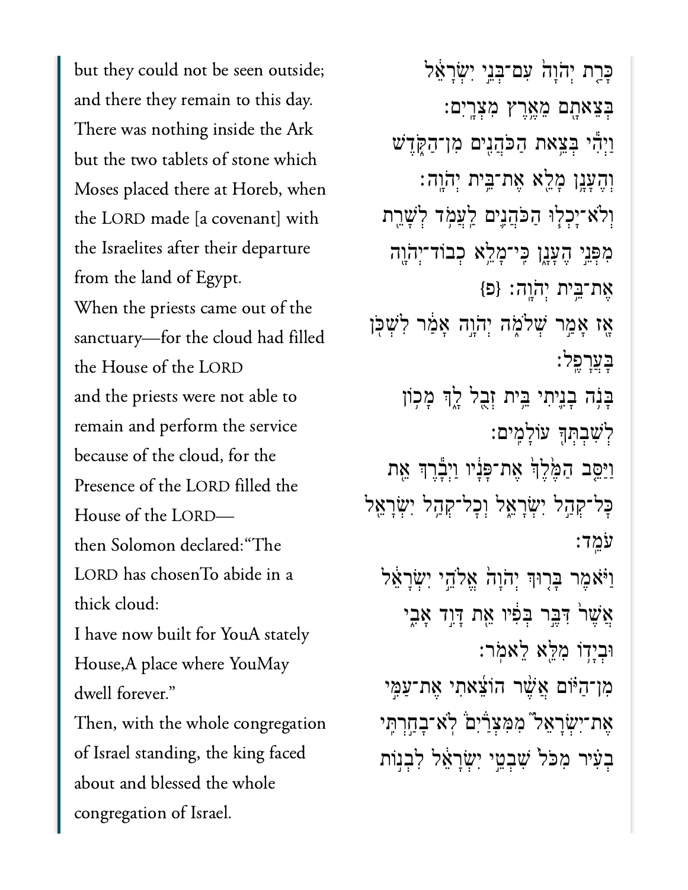but they could not be seen outside; and there they remain to this day. There was nothing inside the Ark but the two tablets of stone which Moses placed there at Horeb, when the LORD made [a covenant] with the Israelites after their departure from the land of Egypt.

When the priests came out of the sanctuary—for the cloud had filled the House of the LORD

and the priests were not able to remain and perform the service because of the cloud, for the Presence of the LORD filled the House of the LORD—

then Solomon declared:"The LORD has chosenTo abide in a thick cloud:

I have now built for YouA stately House,A place where YouMay dwell forever."

Then, with the whole congregation of Israel standing, the king faced about and blessed the whole congregation of Israel.

כָּרַ֤ת יְהוָה֙ עִם־בְּנֵ֣י יִשְׂרָאֵ֔ל בְּצֵאתָ֖ם מֵאֶ֥רֶץ מִצְרָֽיִם׃

וַיְהִ֕י בְּצֵ֥את הַכֹּהֲנִ֖ים מִן־הַקֹּ֑דֶשׁ וְהֶעָנָ֖ן מָלֵ֥א אֶת־בֵּ֥ית יְהוָֽה׃

וְלֹא־יָכְל֧וּ הַכֹּהֲנִ֛ים לַעֲמֹ֥ד לְשָׁרֵ֖ת מִפְּנֵ֣י הֶעָנָ֑ן כִּֽי־מָלֵ֥א כְבוֹד־יְהוָ֖ה אֶת־בֵּ֥ית יְהוָֽה׃ {פ}

אָ֖ז אָמַ֣ר שְׁלֹמֹ֑ה יְהוָ֣ה אָמַ֔ר לִשְׁכֹּ֖ן בָּעֲרָפֶֽל׃

בָּנֹ֥ה בָנִ֛יתִי בֵּ֥ית זְבֻ֖ל לָ֑ךְ מָכ֥וֹן לְשִׁבְתְּךָ֖ עוֹלָמִֽים׃

וַיַּסֵּ֤ב הַמֶּ֙לֶךְ֙ אֶת־פָּנָ֔יו וַיְבָ֕רֶךְ אֵ֖ת כָּל־קְהַ֣ל יִשְׂרָאֵ֑ל וְכָל־קְהַ֥ל יִשְׂרָאֵ֖ל עֹמֵֽד׃

וַיֹּ֗אמֶר בָּר֤וּךְ יְהוָה֙ אֱלֹהֵ֣י יִשְׂרָאֵ֔ל אֲשֶׁר֙ דִּבֶּ֣ר בְּפִ֔יו אֵ֖ת דָּוִ֣ד אָבִ֑י וּבְיָד֥וֹ מִלֵּ֖א לֵאמֹֽר׃

מִן־הַיּ֗וֹם אֲשֶׁ֨ר הוֹצֵ֜אתִי אֶת־עַמִּ֣י אֶת־יִשְׂרָאֵל֮ מִמִּצְרַיִם֒ לֹֽא־בָחַ֣רְתִּי בְעִ֗יר מִכֹּל֙ שִׁבְטֵ֣י יִשְׂרָאֵ֔ל לִבְנ֣וֹת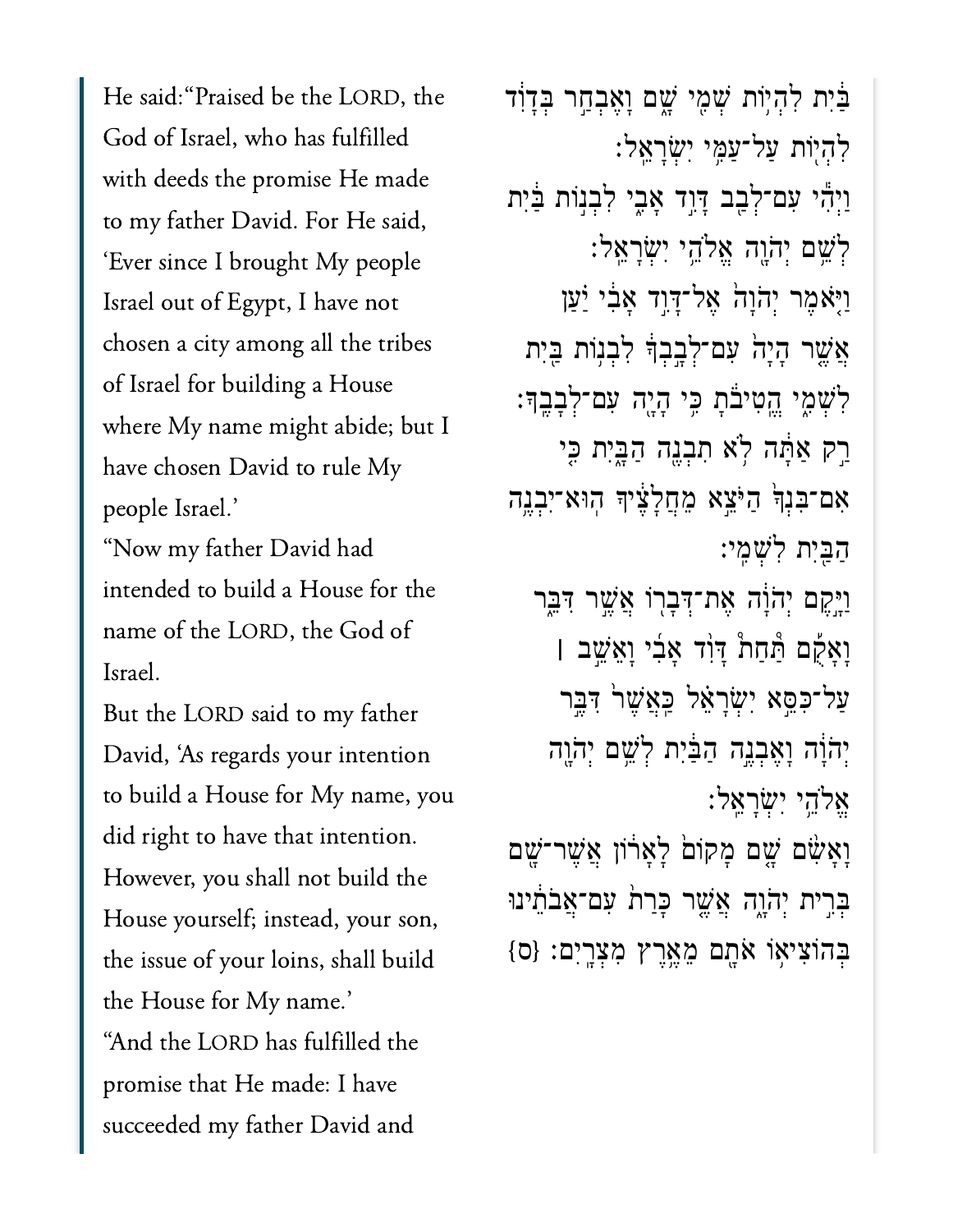He said: "Praised be the LORD, the God of Israel, who has fulfilled with deeds the promise He made to my father David. For He said, 'Ever since I brought My people Israel out of Egypt, I have not chosen a city among all the tribes of Israel for building a House where My name might abide; but I have chosen David to rule My people Israel.'

"Now my father David had intended to build a House for the name of the LORD, the God of Israel.

But the LORD said to my father David, 'As regards your intention to build a House for My name, you did right to have that intention. However, you shall not build the House yourself; instead, your son, the issue of your loins, shall build the House for My name.'

"And the LORD has fulfilled the promise that He made: I have succeeded my father David and

בַּ֫יִת לִהְי֥וֹת שְׁמִ֖י שָׁ֑ם וָאֶבְחַ֣ר בְּדָוִ֔ד לִהְי֖וֹת עַל־עַמִּ֥י יִשְׂרָאֵֽל׃

וַיְהִ֕י עִם־לְבַ֖ב דָּוִ֣ד אָבִ֑י לִבְנ֣וֹת בַּ֔יִת לְשֵׁ֥ם יְהוָ֖ה אֱלֹהֵ֥י יִשְׂרָאֵֽל׃

וַיֹּ֤אמֶר יְהוָה֙ אֶל־דָּוִ֣ד אָבִ֔י יַ֚עַן אֲשֶׁ֣ר הָיָה֙ עִם־לְבָ֣בְךָ֔ לִבְנ֥וֹת בַּ֖יִת לִשְׁמִ֑י הֱטִיבֹ֕תָ כִּ֥י הָיָ֖ה עִם־לְבָבֶֽךָ׃

רַ֚ק אַתָּ֔ה לֹ֥א תִבְנֶ֖ה הַבָּ֑יִת כִּ֤י אִם־בִּנְךָ֙ הַיֹּצֵ֣א מֵחֲלָצֶ֔יךָ הֽוּא־יִבְנֶ֥ה הַבַּ֖יִת לִשְׁמִֽי׃

וַיָּ֣קֶם יְהוָ֔ה אֶת־דְּבָר֖וֹ אֲשֶׁ֣ר דִּבֵּ֑ר וָאָקֻ֡ם תַּחַת֩ דָּוִ֨ד אָבִ֜י וָאֵשֵׁ֣ב ׀ עַל־כִּסֵּ֣א יִשְׂרָאֵ֗ל כַּאֲשֶׁר֙ דִּבֶּ֣ר יְהוָ֔ה וָאֶבְנֶ֣ה הַבַּ֔יִת לְשֵׁ֥ם יְהוָ֖ה אֱלֹהֵ֥י יִשְׂרָאֵֽל׃

וָאָשִׂ֥ם שָׁ֛ם מָק֖וֹם לָֽאָר֑וֹן אֲשֶׁר־שָׁ֖ם בְּרִ֣ית יְהוָ֑ה אֲשֶׁ֤ר כָּרַת֙ עִם־אֲבֹתֵ֔ינוּ בְּהוֹצִיא֥וֹ אֹתָ֖ם מֵאֶ֥רֶץ מִצְרָֽיִם׃ {ס}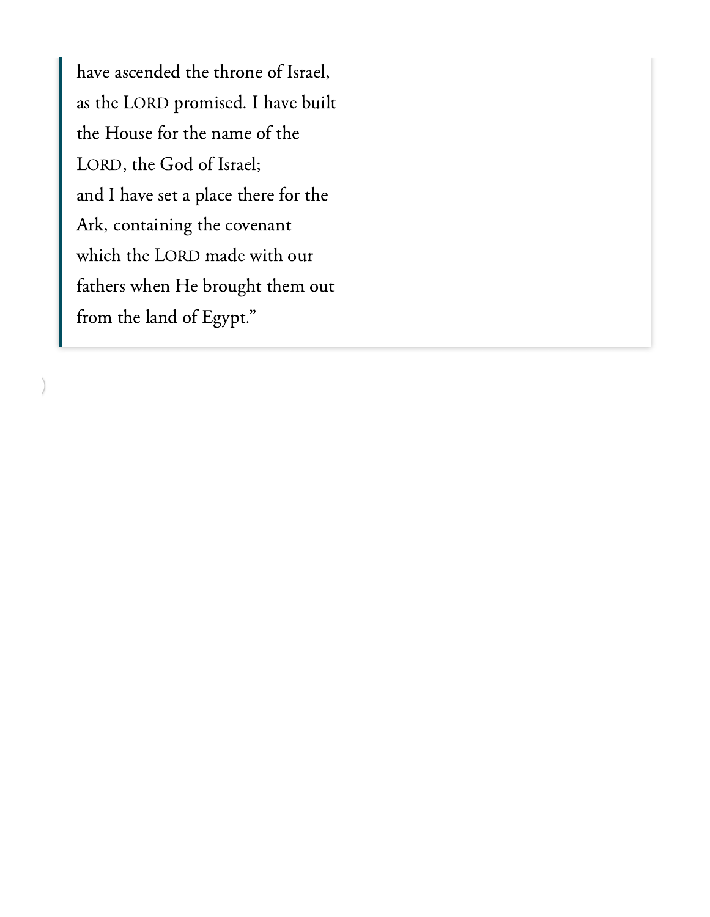> have ascended the throne of Israel,
> as the LORD promised. I have built
> the House for the name of the
> LORD, the God of Israel;
> and I have set a place there for the
> Ark, containing the covenant
> which the LORD made with our
> fathers when He brought them out
> from the land of Egypt."